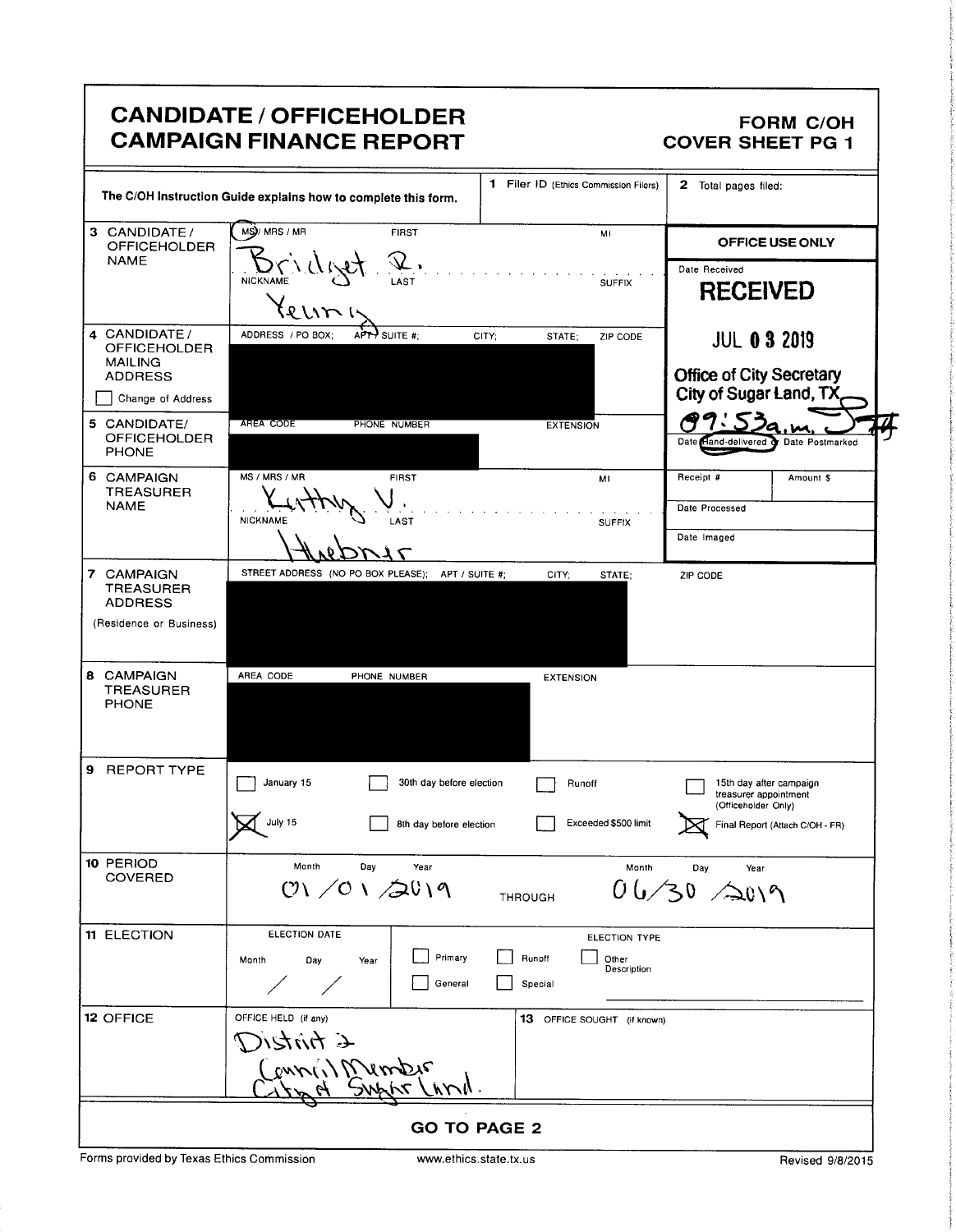# CANDIDATE / OFFICEHOLDER CAMPAIGN FINANCE REPORT

**FORM C/OH**
**COVER SHEET PG 1**

The C/OH Instruction Guide explains how to complete this form.

**1** Filer ID (Ethics Commission Filers)

**2** Total pages filed:

**OFFICE USE ONLY**

Date Received

**RECEIVED**
**JUL 03 2019**
**Office of City Secretary**
**City of Sugar Land, TX**
09:53a.m.

Date Hand-delivered or Date Postmarked

Receipt # | Amount $

Date Processed

Date Imaged

**3 CANDIDATE / OFFICEHOLDER NAME**

MS / MRS / MR: MS
FIRST: Bridget
MI: R.
NICKNAME
LAST: Yeung
SUFFIX

**4 CANDIDATE / OFFICEHOLDER MAILING ADDRESS**

☐ Change of Address

ADDRESS / PO BOX; APT / SUITE #; CITY; STATE; ZIP CODE

[REDACTED]

**5 CANDIDATE / OFFICEHOLDER PHONE**

AREA CODE | PHONE NUMBER | EXTENSION

[REDACTED]

**6 CAMPAIGN TREASURER NAME**

MS / MRS / MR
FIRST: Kathy
MI: V.
NICKNAME
LAST: Huebner
SUFFIX

**7 CAMPAIGN TREASURER ADDRESS** (Residence or Business)

STREET ADDRESS (NO PO BOX PLEASE); APT / SUITE #; CITY; STATE; ZIP CODE

[REDACTED]

**8 CAMPAIGN TREASURER PHONE**

AREA CODE | PHONE NUMBER | EXTENSION

[REDACTED]

**9 REPORT TYPE**

- ☐ January 15
- ☒ July 15
- ☐ 30th day before election
- ☐ 8th day before election
- ☐ Runoff
- ☐ Exceeded $500 limit
- ☐ 15th day after campaign treasurer appointment (Officeholder Only)
- ☒ Final Report (Attach C/OH - FR)

**10 PERIOD COVERED**

Month / Day / Year: 01 / 01 / 2019 THROUGH Month / Day / Year: 06 / 30 / 2019

**11 ELECTION**

ELECTION DATE: Month / Day / Year: / /

ELECTION TYPE:
- ☐ Primary
- ☐ General
- ☐ Runoff
- ☐ Special
- ☐ Other Description

**12 OFFICE**

OFFICE HELD (if any): District 2 Council Member City of Sugar Land.

**13** OFFICE SOUGHT (if known):

**GO TO PAGE 2**

Forms provided by Texas Ethics Commission | www.ethics.state.tx.us | Revised 9/8/2015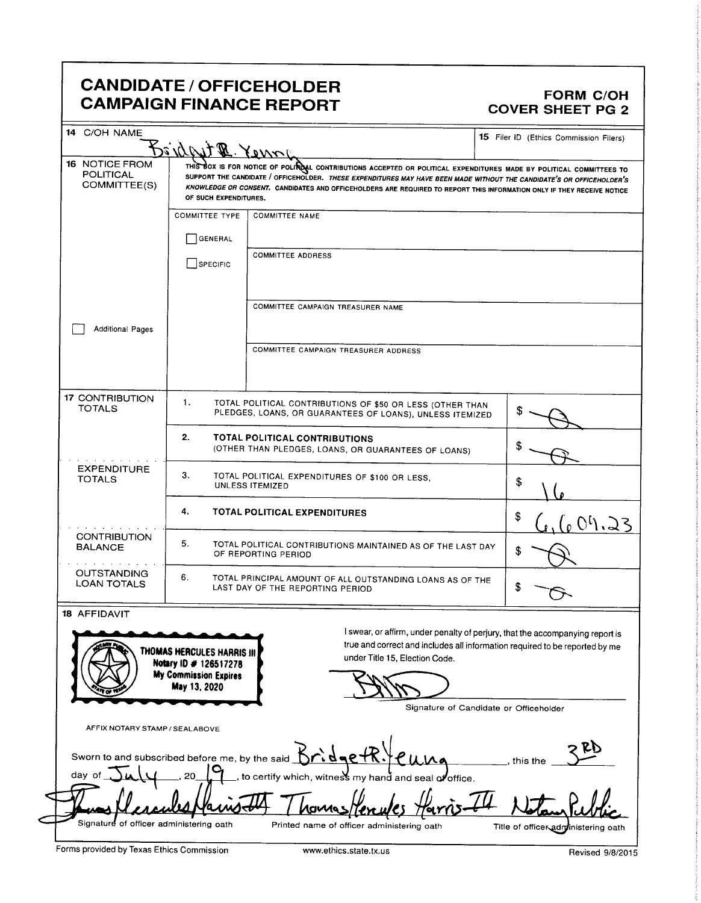# CANDIDATE / OFFICEHOLDER CAMPAIGN FINANCE REPORT

**FORM C/OH**
**COVER SHEET PG 2**

| | | |
|---|---|---|
| **14** C/OH NAME | Bridget R. Young | **15** Filer ID (Ethics Commission Filers) |

**16** NOTICE FROM POLITICAL COMMITTEE(S)

THIS BOX IS FOR NOTICE OF POLITICAL CONTRIBUTIONS ACCEPTED OR POLITICAL EXPENDITURES MADE BY POLITICAL COMMITTEES TO SUPPORT THE CANDIDATE / OFFICEHOLDER. *THESE EXPENDITURES MAY HAVE BEEN MADE WITHOUT THE CANDIDATE'S OR OFFICEHOLDER'S KNOWLEDGE OR CONSENT.* CANDIDATES AND OFFICEHOLDERS ARE REQUIRED TO REPORT THIS INFORMATION ONLY IF THEY RECEIVE NOTICE OF SUCH EXPENDITURES.

| COMMITTEE TYPE | |
|---|---|
| ☐ GENERAL | COMMITTEE NAME |
| ☐ SPECIFIC | COMMITTEE ADDRESS |
| | COMMITTEE CAMPAIGN TREASURER NAME |
| | COMMITTEE CAMPAIGN TREASURER ADDRESS |

☐ Additional Pages

| | | | |
|---|---|---|---|
| **17** CONTRIBUTION TOTALS | 1. | TOTAL POLITICAL CONTRIBUTIONS OF $50 OR LESS (OTHER THAN PLEDGES, LOANS, OR GUARANTEES OF LOANS), UNLESS ITEMIZED | $ 0 |
| | 2. | **TOTAL POLITICAL CONTRIBUTIONS** (OTHER THAN PLEDGES, LOANS, OR GUARANTEES OF LOANS) | $ 0 |
| EXPENDITURE TOTALS | 3. | TOTAL POLITICAL EXPENDITURES OF $100 OR LESS, UNLESS ITEMIZED | $ 16 |
| | 4. | **TOTAL POLITICAL EXPENDITURES** | $ 6,609.23 |
| CONTRIBUTION BALANCE | 5. | TOTAL POLITICAL CONTRIBUTIONS MAINTAINED AS OF THE LAST DAY OF REPORTING PERIOD | $ 0 |
| OUTSTANDING LOAN TOTALS | 6. | TOTAL PRINCIPAL AMOUNT OF ALL OUTSTANDING LOANS AS OF THE LAST DAY OF THE REPORTING PERIOD | $ 0 |

**18** AFFIDAVIT

THOMAS HERCULES HARRIS III
Notary ID # 126517278
My Commission Expires
May 13, 2020

I swear, or affirm, under penalty of perjury, that the accompanying report is true and correct and includes all information required to be reported by me under Title 15, Election Code.

Signature of Candidate or Officeholder

AFFIX NOTARY STAMP / SEALABOVE

Sworn to and subscribed before me, by the said Bridget R. Yeung, this the 3RD day of July, 20 19, to certify which, witness my hand and seal of office.

| Signature of officer administering oath | Printed name of officer administering oath | Title of officer administering oath |
|---|---|---|
| Thomas Hercules Harris III | Thomas Hercules Harris III | Notary Public |

Forms provided by Texas Ethics Commission | www.ethics.state.tx.us | Revised 9/8/2015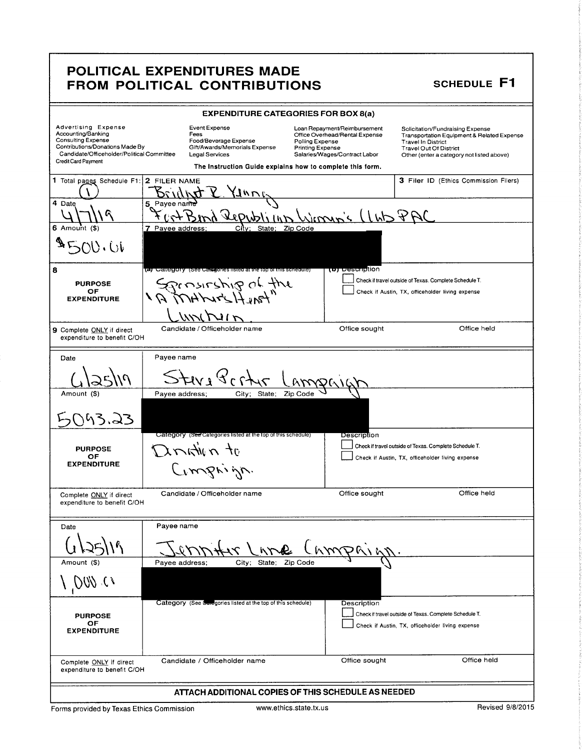# POLITICAL EXPENDITURES MADE FROM POLITICAL CONTRIBUTIONS

## SCHEDULE F1

### EXPENDITURE CATEGORIES FOR BOX 8(a)

| | | | |
|---|---|---|---|
| Advertising Expense | Event Expense | Loan Repayment/Reimbursement | Solicitation/Fundraising Expense |
| Accounting/Banking | Fees | Office Overhead/Rental Expense | Transportation Equipment & Related Expense |
| Consulting Expense | Food/Beverage Expense | Polling Expense | Travel In District |
| Contributions/Donations Made By Candidate/Officeholder/Political Committee | Gift/Awards/Memorials Expense | Printing Expense | Travel Out Of District |
| Credit Card Payment | Legal Services | Salaries/Wages/Contract Labor | Other (enter a category not listed above) |

The Instruction Guide explains how to complete this form.

**1** Total pages Schedule F1: 1

**2** FILER NAME: Bridget R. Young

**3** Filer ID (Ethics Commission Filers):

---

**4** Date: 4/7/19

**5** Payee name: Fort Bend Republican Women's Club PAC

**6** Amount ($): $500.00

**7** Payee address; City; State; Zip Code: [REDACTED]

**8** PURPOSE OF EXPENDITURE

(a) Category (See Categories listed at the top of this schedule): Sponsorship of the "A Mother's Heart" Luncheon.

(b) Description:

☐ Check if travel outside of Texas. Complete Schedule T.

☐ Check if Austin, TX, officeholder living expense

**9** Complete ONLY if direct expenditure to benefit C/OH

Candidate / Officeholder name: | Office sought: | Office held:

---

Date: 6/25/19

Payee name: Steve Porter Campaign

Amount ($): 5043.23

Payee address; City; State; Zip Code: [REDACTED]

PURPOSE OF EXPENDITURE

Category (See Categories listed at the top of this schedule): Donation to Campaign.

Description:

☐ Check if travel outside of Texas. Complete Schedule T.

☐ Check if Austin, TX, officeholder living expense

Complete ONLY if direct expenditure to benefit C/OH

Candidate / Officeholder name: | Office sought: | Office held:

---

Date: 6/25/19

Payee name: Jennifer Lane Campaign.

Amount ($): 1,000.00

Payee address; City; State; Zip Code: [REDACTED]

PURPOSE OF EXPENDITURE

Category (See Categories listed at the top of this schedule):

Description:

☐ Check if travel outside of Texas. Complete Schedule T.

☐ Check if Austin, TX, officeholder living expense

Complete ONLY if direct expenditure to benefit C/OH

Candidate / Officeholder name: | Office sought: | Office held:

---

**ATTACH ADDITIONAL COPIES OF THIS SCHEDULE AS NEEDED**

Forms provided by Texas Ethics Commission www.ethics.state.tx.us Revised 9/8/2015